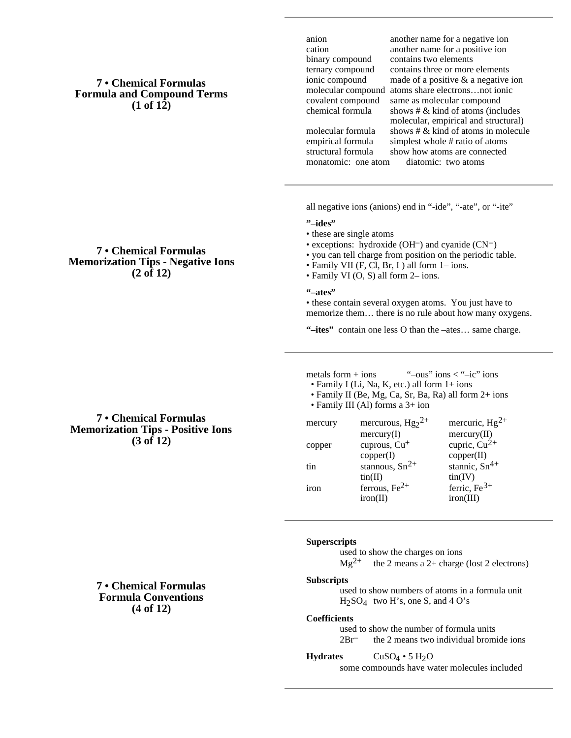## 7 • Chemical Formulas Formula and Compound Terms (1 of 12)

| | |
|---|---|
| anion | another name for a negative ion |
| cation | another name for a positive ion |
| binary compound | contains two elements |
| ternary compound | contains three or more elements |
| ionic compound | made of a positive & a negative ion |
| molecular compound | atoms share electrons…not ionic |
| covalent compound | same as molecular compound |
| chemical formula | shows # & kind of atoms (includes molecular, empirical and structural) |
| molecular formula | shows # & kind of atoms in molecule |
| empirical formula | simplest whole # ratio of atoms |
| structural formula | show how atoms are connected |

monatomic: one atom    diatomic: two atoms

## 7 • Chemical Formulas Memorization Tips - Negative Ions (2 of 12)

all negative ions (anions) end in "-ide", "-ate", or "-ite"

**"–ides"**

- these are single atoms
- exceptions: hydroxide ($OH^-$) and cyanide ($CN^-$)
- you can tell charge from position on the periodic table.
- Family VII (F, Cl, Br, I ) all form 1– ions.
- Family VI (O, S) all form 2– ions.

**"–ates"**

- these contain several oxygen atoms. You just have to memorize them… there is no rule about how many oxygens.

**"–ites"** contain one less O than the –ates… same charge.

## 7 • Chemical Formulas Memorization Tips - Positive Ions (3 of 12)

metals form + ions    "–ous" ions < "–ic" ions

- Family I (Li, Na, K, etc.) all form 1+ ions
- Family II (Be, Mg, Ca, Sr, Ba, Ra) all form 2+ ions
- Family III (Al) forms a 3+ ion

| | | |
|---|---|---|
| mercury | mercurous, $Hg_2^{2+}$ mercury(I) | mercuric, $Hg^{2+}$ mercury(II) |
| copper | cuprous, $Cu^+$ copper(I) | cupric, $Cu^{2+}$ copper(II) |
| tin | stannous, $Sn^{2+}$ tin(II) | stannic, $Sn^{4+}$ tin(IV) |
| iron | ferrous, $Fe^{2+}$ iron(II) | ferric, $Fe^{3+}$ iron(III) |

## 7 • Chemical Formulas Formula Conventions (4 of 12)

**Superscripts**

used to show the charges on ions

$Mg^{2+}$    the 2 means a 2+ charge (lost 2 electrons)

**Subscripts**

used to show numbers of atoms in a formula unit

$H_2SO_4$  two H's, one S, and 4 O's

**Coefficients**

used to show the number of formula units

$2Br^-$    the 2 means two individual bromide ions

**Hydrates**    $CuSO_4 \cdot 5\ H_2O$

some compounds have water molecules included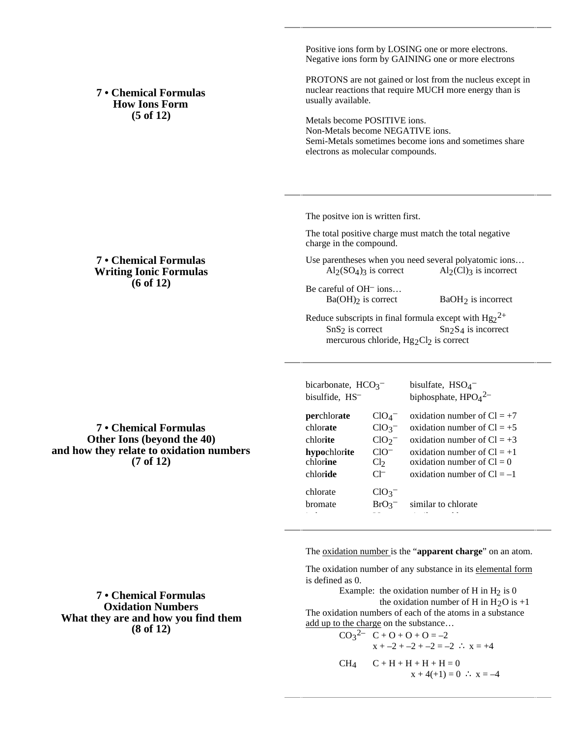## 7 • Chemical Formulas
## How Ions Form
## (5 of 12)

Positive ions form by LOSING one or more electrons.
Negative ions form by GAINING one or more electrons

PROTONS are not gained or lost from the nucleus except in nuclear reactions that require MUCH more energy than is usually available.

Metals become POSITIVE ions.
Non-Metals become NEGATIVE ions.
Semi-Metals sometimes become ions and sometimes share electrons as molecular compounds.

## 7 • Chemical Formulas
## Writing Ionic Formulas
## (6 of 12)

The positve ion is written first.

The total positive charge must match the total negative charge in the compound.

Use parentheses when you need several polyatomic ions…
$Al_2(SO_4)_3$ is correct $Al_2(Cl)_3$ is incorrect

Be careful of $OH^-$ ions…
$Ba(OH)_2$ is correct $BaOH_2$ is incorrect

Reduce subscripts in final formula except with $Hg_2^{2+}$
$SnS_2$ is correct $Sn_2S_4$ is incorrect
mercurous chloride, $Hg_2Cl_2$ is correct

## 7 • Chemical Formulas
## Other Ions (beyond the 40) and how they relate to oxidation numbers
## (7 of 12)

bicarbonate, $HCO_3^-$ bisulfate, $HSO_4^-$
bisulfide, $HS^-$ biphosphate, $HPO_4^{2-}$

| | | |
|---|---|---|
| **per**chlor**ate** | $ClO_4^-$ | oxidation number of Cl = +7 |
| chlor**ate** | $ClO_3^-$ | oxidation number of Cl = +5 |
| chlor**ite** | $ClO_2^-$ | oxidation number of Cl = +3 |
| **hypo**chlor**ite** | $ClO^-$ | oxidation number of Cl = +1 |
| chlor**ine** | $Cl_2$ | oxidation number of Cl = 0 |
| chlor**ide** | $Cl^-$ | oxidation number of Cl = –1 |
| chlorate | $ClO_3^-$ | |
| bromate | $BrO_3^-$ | similar to chlorate |

## 7 • Chemical Formulas
## Oxidation Numbers
## What they are and how you find them
## (8 of 12)

The oxidation number is the "**apparent charge**" on an atom.

The oxidation number of any substance in its elemental form is defined as 0.

Example: the oxidation number of H in $H_2$ is 0
the oxidation number of H in $H_2O$ is +1

The oxidation numbers of each of the atoms in a substance add up to the charge on the substance…

$CO_3^{2-}$ C + O + O + O = –2
$x + -2 + -2 + -2 = -2 \therefore x = +4$

$CH_4$ C + H + H + H + H = 0
$x + 4(+1) = 0 \therefore x = -4$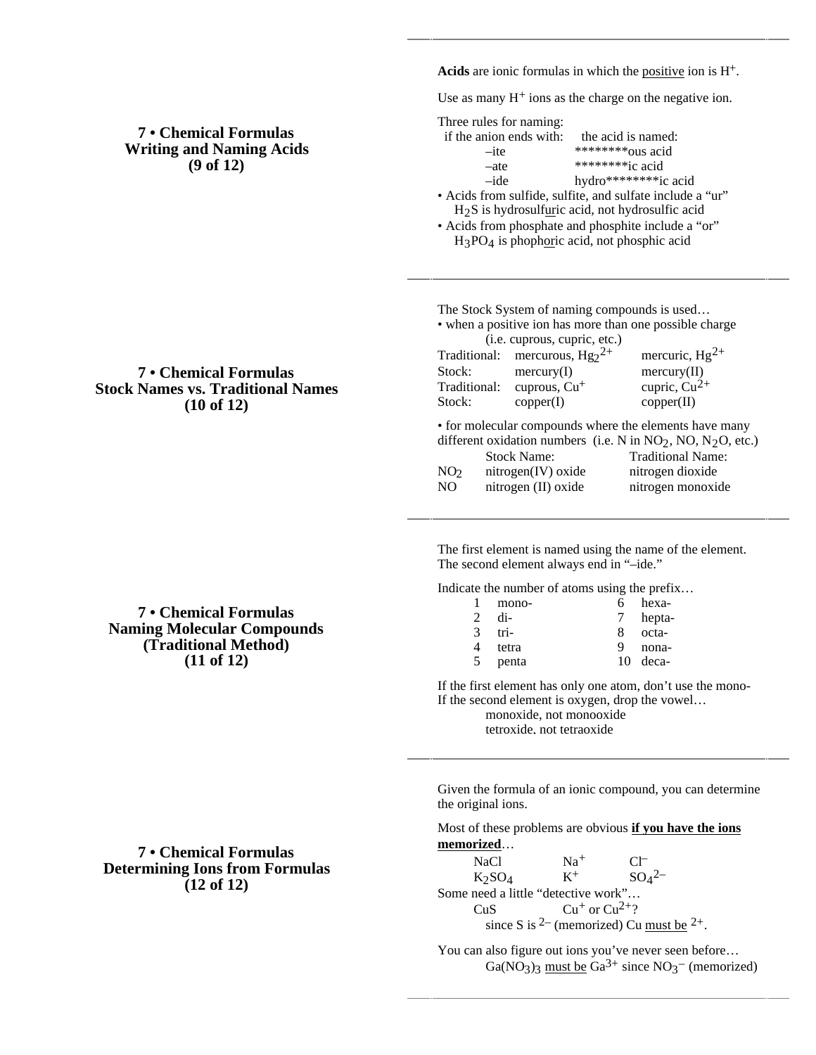## 7 • Chemical Formulas Writing and Naming Acids (9 of 12)

**Acids** are ionic formulas in which the positive ion is $H^+$.

Use as many $H^+$ ions as the charge on the negative ion.

Three rules for naming:

| if the anion ends with: | the acid is named: |
|---|---|
| –ite | ********ous acid |
| –ate | ********ic acid |
| –ide | hydro********ic acid |

- Acids from sulfide, sulfite, and sulfate include a "ur"
  $H_2S$ is hydrosulfuric acid, not hydrosulfic acid
- Acids from phosphate and phosphite include a "or"
  $H_3PO_4$ is phophoric acid, not phosphic acid

## 7 • Chemical Formulas Stock Names vs. Traditional Names (10 of 12)

The Stock System of naming compounds is used…

- when a positive ion has more than one possible charge (i.e. cuprous, cupric, etc.)

| | | |
|---|---|---|
| Traditional: | mercurous, $Hg_2^{2+}$ | mercuric, $Hg^{2+}$ |
| Stock: | mercury(I) | mercury(II) |
| Traditional: | cuprous, $Cu^+$ | cupric, $Cu^{2+}$ |
| Stock: | copper(I) | copper(II) |

- for molecular compounds where the elements have many different oxidation numbers (i.e. N in $NO_2$, NO, $N_2O$, etc.)

| | Stock Name: | Traditional Name: |
|---|---|---|
| $NO_2$ | nitrogen(IV) oxide | nitrogen dioxide |
| NO | nitrogen (II) oxide | nitrogen monoxide |

## 7 • Chemical Formulas Naming Molecular Compounds (Traditional Method) (11 of 12)

The first element is named using the name of the element.
The second element always end in "–ide."

Indicate the number of atoms using the prefix…

| | | | |
|---|---|---|---|
| 1 | mono- | 6 | hexa- |
| 2 | di- | 7 | hepta- |
| 3 | tri- | 8 | octa- |
| 4 | tetra | 9 | nona- |
| 5 | penta | 10 | deca- |

If the first element has only one atom, don't use the mono-
If the second element is oxygen, drop the vowel…
monoxide, not monooxide
tetroxide, not tetraoxide

## 7 • Chemical Formulas Determining Ions from Formulas (12 of 12)

Given the formula of an ionic compound, you can determine the original ions.

Most of these problems are obvious **if you have the ions memorized**…

| | | |
|---|---|---|
| NaCl | $Na^+$ | $Cl^-$ |
| $K_2SO_4$ | $K^+$ | $SO_4^{2-}$ |

Some need a little "detective work"…

CuS $Cu^+$ or $Cu^{2+}$?
since S is $^{2-}$ (memorized) Cu must be $^{2+}$.

You can also figure out ions you've never seen before…
$Ga(NO_3)_3$ must be $Ga^{3+}$ since $NO_3^-$ (memorized)